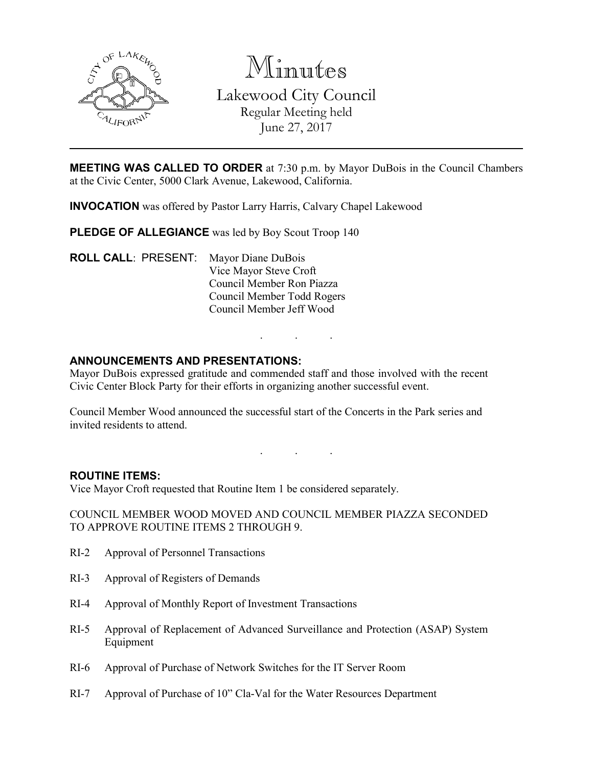# Minutes

## Lakewood City Council

Regular Meeting held
June 27, 2017

---

**MEETING WAS CALLED TO ORDER** at 7:30 p.m. by Mayor DuBois in the Council Chambers at the Civic Center, 5000 Clark Avenue, Lakewood, California.

**INVOCATION** was offered by Pastor Larry Harris, Calvary Chapel Lakewood

**PLEDGE OF ALLEGIANCE** was led by Boy Scout Troop 140

**ROLL CALL**: PRESENT: Mayor Diane DuBois
Vice Mayor Steve Croft
Council Member Ron Piazza
Council Member Todd Rogers
Council Member Jeff Wood

. . .

**ANNOUNCEMENTS AND PRESENTATIONS:**

Mayor DuBois expressed gratitude and commended staff and those involved with the recent Civic Center Block Party for their efforts in organizing another successful event.

Council Member Wood announced the successful start of the Concerts in the Park series and invited residents to attend.

. . .

**ROUTINE ITEMS:**

Vice Mayor Croft requested that Routine Item 1 be considered separately.

COUNCIL MEMBER WOOD MOVED AND COUNCIL MEMBER PIAZZA SECONDED TO APPROVE ROUTINE ITEMS 2 THROUGH 9.

RI-2 Approval of Personnel Transactions

RI-3 Approval of Registers of Demands

RI-4 Approval of Monthly Report of Investment Transactions

RI-5 Approval of Replacement of Advanced Surveillance and Protection (ASAP) System Equipment

RI-6 Approval of Purchase of Network Switches for the IT Server Room

RI-7 Approval of Purchase of 10" Cla-Val for the Water Resources Department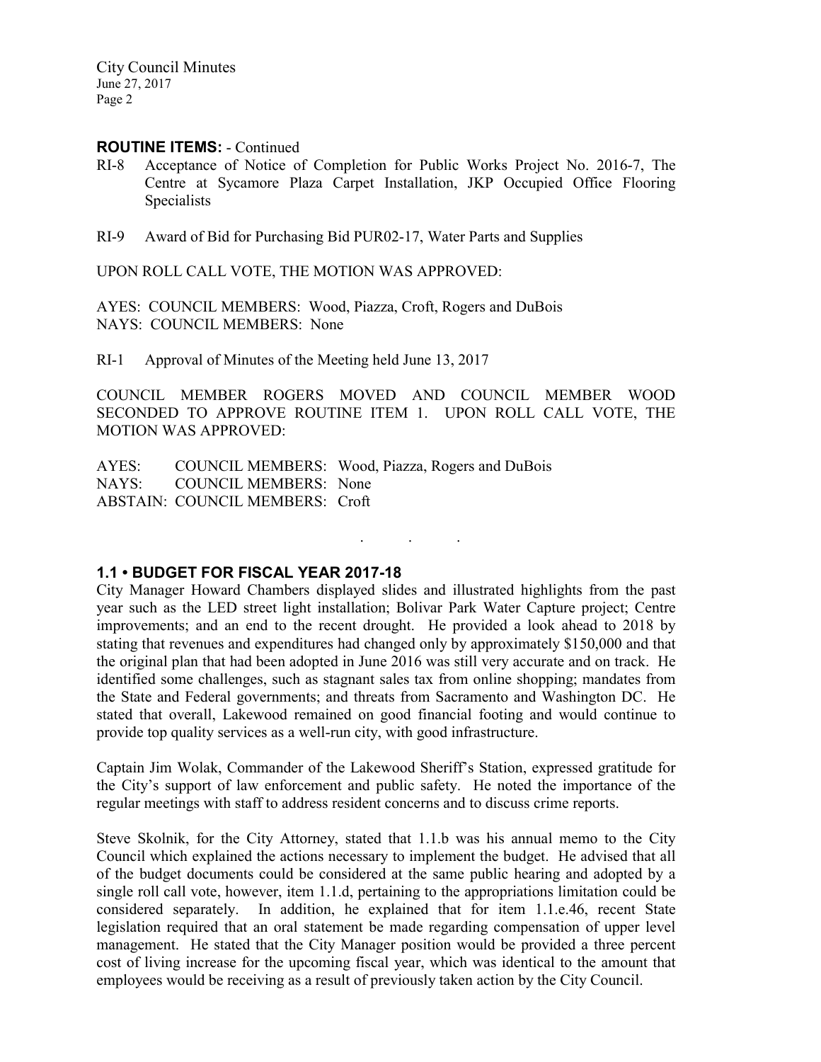**ROUTINE ITEMS:** - Continued

RI-8 Acceptance of Notice of Completion for Public Works Project No. 2016-7, The Centre at Sycamore Plaza Carpet Installation, JKP Occupied Office Flooring Specialists

RI-9 Award of Bid for Purchasing Bid PUR02-17, Water Parts and Supplies

UPON ROLL CALL VOTE, THE MOTION WAS APPROVED:

AYES: COUNCIL MEMBERS: Wood, Piazza, Croft, Rogers and DuBois
NAYS: COUNCIL MEMBERS: None

RI-1 Approval of Minutes of the Meeting held June 13, 2017

COUNCIL MEMBER ROGERS MOVED AND COUNCIL MEMBER WOOD SECONDED TO APPROVE ROUTINE ITEM 1. UPON ROLL CALL VOTE, THE MOTION WAS APPROVED:

AYES: COUNCIL MEMBERS: Wood, Piazza, Rogers and DuBois
NAYS: COUNCIL MEMBERS: None
ABSTAIN: COUNCIL MEMBERS: Croft

. . .

### 1.1 • BUDGET FOR FISCAL YEAR 2017-18

City Manager Howard Chambers displayed slides and illustrated highlights from the past year such as the LED street light installation; Bolivar Park Water Capture project; Centre improvements; and an end to the recent drought. He provided a look ahead to 2018 by stating that revenues and expenditures had changed only by approximately $150,000 and that the original plan that had been adopted in June 2016 was still very accurate and on track. He identified some challenges, such as stagnant sales tax from online shopping; mandates from the State and Federal governments; and threats from Sacramento and Washington DC. He stated that overall, Lakewood remained on good financial footing and would continue to provide top quality services as a well-run city, with good infrastructure.

Captain Jim Wolak, Commander of the Lakewood Sheriff's Station, expressed gratitude for the City's support of law enforcement and public safety. He noted the importance of the regular meetings with staff to address resident concerns and to discuss crime reports.

Steve Skolnik, for the City Attorney, stated that 1.1.b was his annual memo to the City Council which explained the actions necessary to implement the budget. He advised that all of the budget documents could be considered at the same public hearing and adopted by a single roll call vote, however, item 1.1.d, pertaining to the appropriations limitation could be considered separately. In addition, he explained that for item 1.1.e.46, recent State legislation required that an oral statement be made regarding compensation of upper level management. He stated that the City Manager position would be provided a three percent cost of living increase for the upcoming fiscal year, which was identical to the amount that employees would be receiving as a result of previously taken action by the City Council.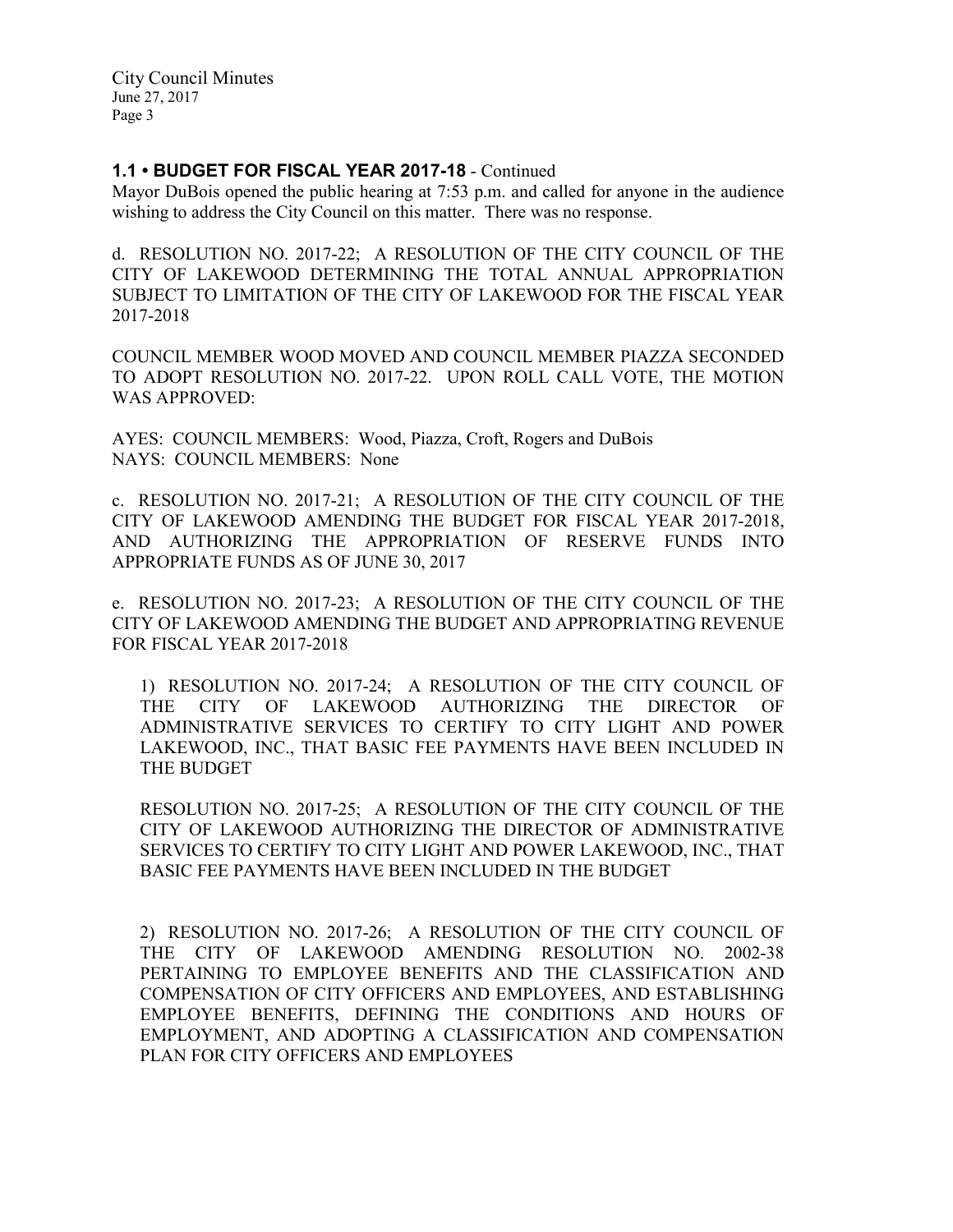### 1.1 • BUDGET FOR FISCAL YEAR 2017-18 - Continued

Mayor DuBois opened the public hearing at 7:53 p.m. and called for anyone in the audience wishing to address the City Council on this matter. There was no response.

d. RESOLUTION NO. 2017-22; A RESOLUTION OF THE CITY COUNCIL OF THE CITY OF LAKEWOOD DETERMINING THE TOTAL ANNUAL APPROPRIATION SUBJECT TO LIMITATION OF THE CITY OF LAKEWOOD FOR THE FISCAL YEAR 2017-2018

COUNCIL MEMBER WOOD MOVED AND COUNCIL MEMBER PIAZZA SECONDED TO ADOPT RESOLUTION NO. 2017-22. UPON ROLL CALL VOTE, THE MOTION WAS APPROVED:

AYES: COUNCIL MEMBERS: Wood, Piazza, Croft, Rogers and DuBois
NAYS: COUNCIL MEMBERS: None

c. RESOLUTION NO. 2017-21; A RESOLUTION OF THE CITY COUNCIL OF THE CITY OF LAKEWOOD AMENDING THE BUDGET FOR FISCAL YEAR 2017-2018, AND AUTHORIZING THE APPROPRIATION OF RESERVE FUNDS INTO APPROPRIATE FUNDS AS OF JUNE 30, 2017

e. RESOLUTION NO. 2017-23; A RESOLUTION OF THE CITY COUNCIL OF THE CITY OF LAKEWOOD AMENDING THE BUDGET AND APPROPRIATING REVENUE FOR FISCAL YEAR 2017-2018

1) RESOLUTION NO. 2017-24; A RESOLUTION OF THE CITY COUNCIL OF THE CITY OF LAKEWOOD AUTHORIZING THE DIRECTOR OF ADMINISTRATIVE SERVICES TO CERTIFY TO CITY LIGHT AND POWER LAKEWOOD, INC., THAT BASIC FEE PAYMENTS HAVE BEEN INCLUDED IN THE BUDGET

RESOLUTION NO. 2017-25; A RESOLUTION OF THE CITY COUNCIL OF THE CITY OF LAKEWOOD AUTHORIZING THE DIRECTOR OF ADMINISTRATIVE SERVICES TO CERTIFY TO CITY LIGHT AND POWER LAKEWOOD, INC., THAT BASIC FEE PAYMENTS HAVE BEEN INCLUDED IN THE BUDGET

2) RESOLUTION NO. 2017-26; A RESOLUTION OF THE CITY COUNCIL OF THE CITY OF LAKEWOOD AMENDING RESOLUTION NO. 2002-38 PERTAINING TO EMPLOYEE BENEFITS AND THE CLASSIFICATION AND COMPENSATION OF CITY OFFICERS AND EMPLOYEES, AND ESTABLISHING EMPLOYEE BENEFITS, DEFINING THE CONDITIONS AND HOURS OF EMPLOYMENT, AND ADOPTING A CLASSIFICATION AND COMPENSATION PLAN FOR CITY OFFICERS AND EMPLOYEES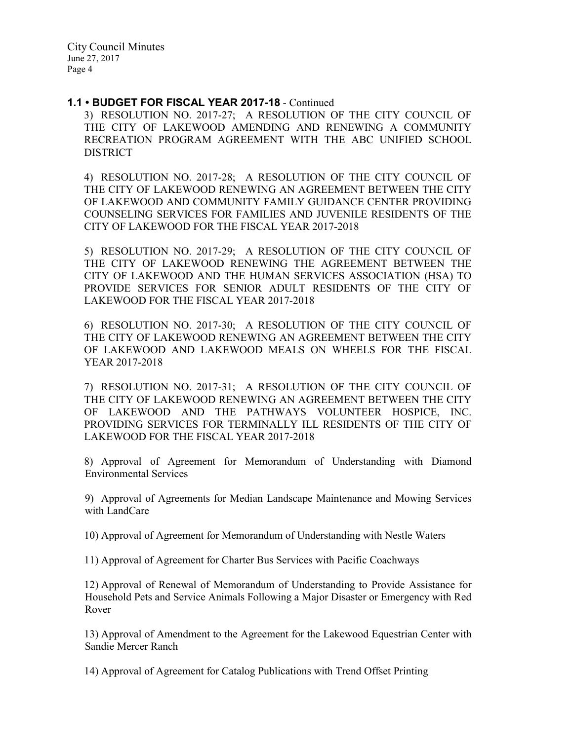### 1.1 • BUDGET FOR FISCAL YEAR 2017-18 - Continued

3) RESOLUTION NO. 2017-27; A RESOLUTION OF THE CITY COUNCIL OF THE CITY OF LAKEWOOD AMENDING AND RENEWING A COMMUNITY RECREATION PROGRAM AGREEMENT WITH THE ABC UNIFIED SCHOOL DISTRICT

4) RESOLUTION NO. 2017-28; A RESOLUTION OF THE CITY COUNCIL OF THE CITY OF LAKEWOOD RENEWING AN AGREEMENT BETWEEN THE CITY OF LAKEWOOD AND COMMUNITY FAMILY GUIDANCE CENTER PROVIDING COUNSELING SERVICES FOR FAMILIES AND JUVENILE RESIDENTS OF THE CITY OF LAKEWOOD FOR THE FISCAL YEAR 2017-2018

5) RESOLUTION NO. 2017-29; A RESOLUTION OF THE CITY COUNCIL OF THE CITY OF LAKEWOOD RENEWING THE AGREEMENT BETWEEN THE CITY OF LAKEWOOD AND THE HUMAN SERVICES ASSOCIATION (HSA) TO PROVIDE SERVICES FOR SENIOR ADULT RESIDENTS OF THE CITY OF LAKEWOOD FOR THE FISCAL YEAR 2017-2018

6) RESOLUTION NO. 2017-30; A RESOLUTION OF THE CITY COUNCIL OF THE CITY OF LAKEWOOD RENEWING AN AGREEMENT BETWEEN THE CITY OF LAKEWOOD AND LAKEWOOD MEALS ON WHEELS FOR THE FISCAL YEAR 2017-2018

7) RESOLUTION NO. 2017-31; A RESOLUTION OF THE CITY COUNCIL OF THE CITY OF LAKEWOOD RENEWING AN AGREEMENT BETWEEN THE CITY OF LAKEWOOD AND THE PATHWAYS VOLUNTEER HOSPICE, INC. PROVIDING SERVICES FOR TERMINALLY ILL RESIDENTS OF THE CITY OF LAKEWOOD FOR THE FISCAL YEAR 2017-2018

8) Approval of Agreement for Memorandum of Understanding with Diamond Environmental Services

9) Approval of Agreements for Median Landscape Maintenance and Mowing Services with LandCare

10) Approval of Agreement for Memorandum of Understanding with Nestle Waters

11) Approval of Agreement for Charter Bus Services with Pacific Coachways

12) Approval of Renewal of Memorandum of Understanding to Provide Assistance for Household Pets and Service Animals Following a Major Disaster or Emergency with Red Rover

13) Approval of Amendment to the Agreement for the Lakewood Equestrian Center with Sandie Mercer Ranch

14) Approval of Agreement for Catalog Publications with Trend Offset Printing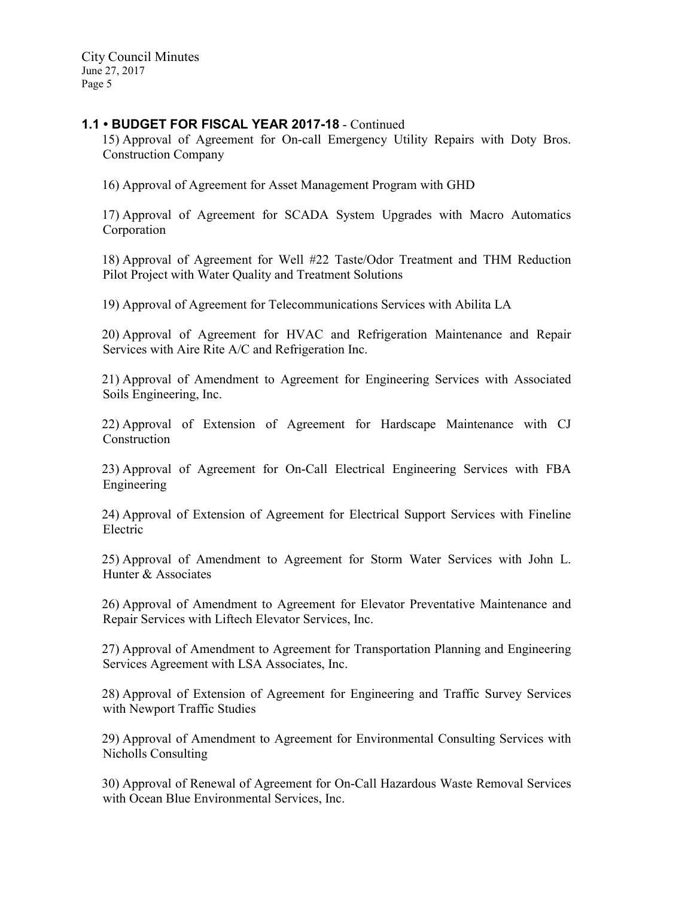### 1.1 • BUDGET FOR FISCAL YEAR 2017-18 - Continued

15) Approval of Agreement for On-call Emergency Utility Repairs with Doty Bros. Construction Company

16) Approval of Agreement for Asset Management Program with GHD

17) Approval of Agreement for SCADA System Upgrades with Macro Automatics Corporation

18) Approval of Agreement for Well #22 Taste/Odor Treatment and THM Reduction Pilot Project with Water Quality and Treatment Solutions

19) Approval of Agreement for Telecommunications Services with Abilita LA

20) Approval of Agreement for HVAC and Refrigeration Maintenance and Repair Services with Aire Rite A/C and Refrigeration Inc.

21) Approval of Amendment to Agreement for Engineering Services with Associated Soils Engineering, Inc.

22) Approval of Extension of Agreement for Hardscape Maintenance with CJ Construction

23) Approval of Agreement for On-Call Electrical Engineering Services with FBA Engineering

24) Approval of Extension of Agreement for Electrical Support Services with Fineline Electric

25) Approval of Amendment to Agreement for Storm Water Services with John L. Hunter & Associates

26) Approval of Amendment to Agreement for Elevator Preventative Maintenance and Repair Services with Liftech Elevator Services, Inc.

27) Approval of Amendment to Agreement for Transportation Planning and Engineering Services Agreement with LSA Associates, Inc.

28) Approval of Extension of Agreement for Engineering and Traffic Survey Services with Newport Traffic Studies

29) Approval of Amendment to Agreement for Environmental Consulting Services with Nicholls Consulting

30) Approval of Renewal of Agreement for On-Call Hazardous Waste Removal Services with Ocean Blue Environmental Services, Inc.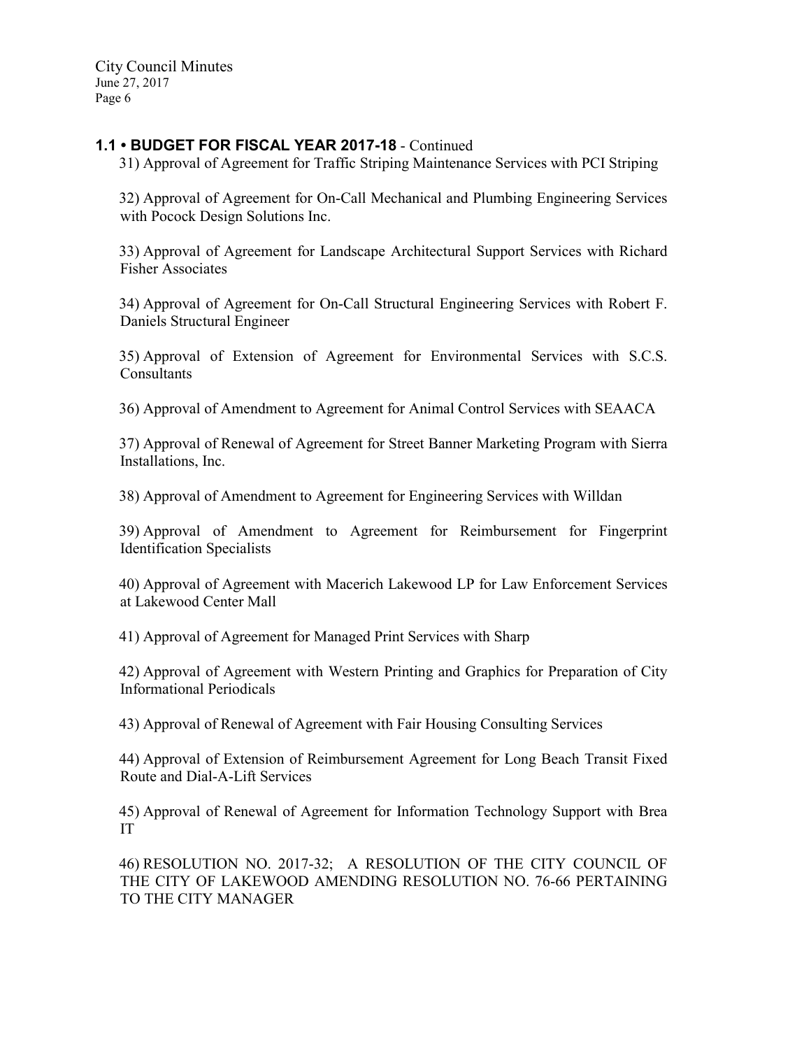### 1.1 • BUDGET FOR FISCAL YEAR 2017-18 - Continued

31) Approval of Agreement for Traffic Striping Maintenance Services with PCI Striping

32) Approval of Agreement for On-Call Mechanical and Plumbing Engineering Services with Pocock Design Solutions Inc.

33) Approval of Agreement for Landscape Architectural Support Services with Richard Fisher Associates

34) Approval of Agreement for On-Call Structural Engineering Services with Robert F. Daniels Structural Engineer

35) Approval of Extension of Agreement for Environmental Services with S.C.S. Consultants

36) Approval of Amendment to Agreement for Animal Control Services with SEAACA

37) Approval of Renewal of Agreement for Street Banner Marketing Program with Sierra Installations, Inc.

38) Approval of Amendment to Agreement for Engineering Services with Willdan

39) Approval of Amendment to Agreement for Reimbursement for Fingerprint Identification Specialists

40) Approval of Agreement with Macerich Lakewood LP for Law Enforcement Services at Lakewood Center Mall

41) Approval of Agreement for Managed Print Services with Sharp

42) Approval of Agreement with Western Printing and Graphics for Preparation of City Informational Periodicals

43) Approval of Renewal of Agreement with Fair Housing Consulting Services

44) Approval of Extension of Reimbursement Agreement for Long Beach Transit Fixed Route and Dial-A-Lift Services

45) Approval of Renewal of Agreement for Information Technology Support with Brea IT

46) RESOLUTION NO. 2017-32; A RESOLUTION OF THE CITY COUNCIL OF THE CITY OF LAKEWOOD AMENDING RESOLUTION NO. 76-66 PERTAINING TO THE CITY MANAGER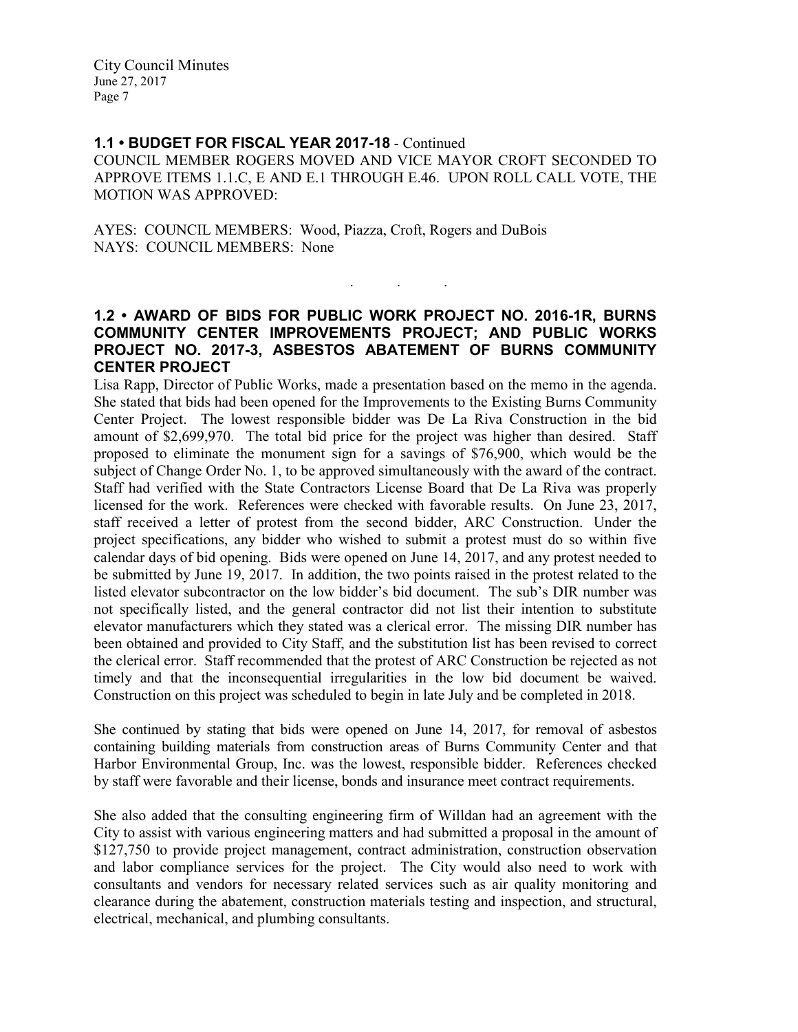### 1.1 • BUDGET FOR FISCAL YEAR 2017-18 - Continued

COUNCIL MEMBER ROGERS MOVED AND VICE MAYOR CROFT SECONDED TO APPROVE ITEMS 1.1.C, E AND E.1 THROUGH E.46. UPON ROLL CALL VOTE, THE MOTION WAS APPROVED:

AYES: COUNCIL MEMBERS: Wood, Piazza, Croft, Rogers and DuBois
NAYS: COUNCIL MEMBERS: None

. . .

### 1.2 • AWARD OF BIDS FOR PUBLIC WORK PROJECT NO. 2016-1R, BURNS COMMUNITY CENTER IMPROVEMENTS PROJECT; AND PUBLIC WORKS PROJECT NO. 2017-3, ASBESTOS ABATEMENT OF BURNS COMMUNITY CENTER PROJECT

Lisa Rapp, Director of Public Works, made a presentation based on the memo in the agenda. She stated that bids had been opened for the Improvements to the Existing Burns Community Center Project. The lowest responsible bidder was De La Riva Construction in the bid amount of $2,699,970. The total bid price for the project was higher than desired. Staff proposed to eliminate the monument sign for a savings of $76,900, which would be the subject of Change Order No. 1, to be approved simultaneously with the award of the contract. Staff had verified with the State Contractors License Board that De La Riva was properly licensed for the work. References were checked with favorable results. On June 23, 2017, staff received a letter of protest from the second bidder, ARC Construction. Under the project specifications, any bidder who wished to submit a protest must do so within five calendar days of bid opening. Bids were opened on June 14, 2017, and any protest needed to be submitted by June 19, 2017. In addition, the two points raised in the protest related to the listed elevator subcontractor on the low bidder's bid document. The sub's DIR number was not specifically listed, and the general contractor did not list their intention to substitute elevator manufacturers which they stated was a clerical error. The missing DIR number has been obtained and provided to City Staff, and the substitution list has been revised to correct the clerical error. Staff recommended that the protest of ARC Construction be rejected as not timely and that the inconsequential irregularities in the low bid document be waived. Construction on this project was scheduled to begin in late July and be completed in 2018.

She continued by stating that bids were opened on June 14, 2017, for removal of asbestos containing building materials from construction areas of Burns Community Center and that Harbor Environmental Group, Inc. was the lowest, responsible bidder. References checked by staff were favorable and their license, bonds and insurance meet contract requirements.

She also added that the consulting engineering firm of Willdan had an agreement with the City to assist with various engineering matters and had submitted a proposal in the amount of $127,750 to provide project management, contract administration, construction observation and labor compliance services for the project. The City would also need to work with consultants and vendors for necessary related services such as air quality monitoring and clearance during the abatement, construction materials testing and inspection, and structural, electrical, mechanical, and plumbing consultants.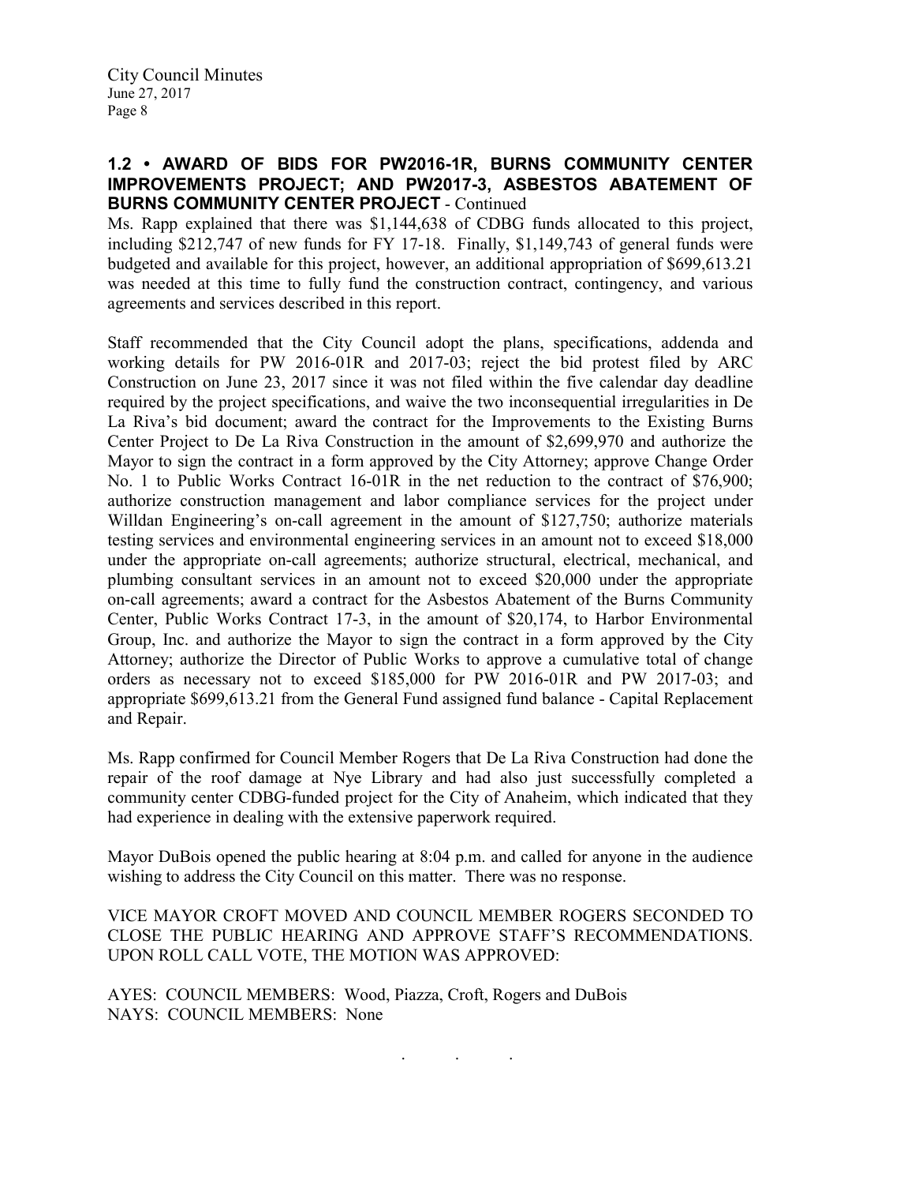## 1.2 • AWARD OF BIDS FOR PW2016-1R, BURNS COMMUNITY CENTER IMPROVEMENTS PROJECT; AND PW2017-3, ASBESTOS ABATEMENT OF BURNS COMMUNITY CENTER PROJECT - Continued

Ms. Rapp explained that there was $1,144,638 of CDBG funds allocated to this project, including $212,747 of new funds for FY 17-18. Finally, $1,149,743 of general funds were budgeted and available for this project, however, an additional appropriation of $699,613.21 was needed at this time to fully fund the construction contract, contingency, and various agreements and services described in this report.

Staff recommended that the City Council adopt the plans, specifications, addenda and working details for PW 2016-01R and 2017-03; reject the bid protest filed by ARC Construction on June 23, 2017 since it was not filed within the five calendar day deadline required by the project specifications, and waive the two inconsequential irregularities in De La Riva's bid document; award the contract for the Improvements to the Existing Burns Center Project to De La Riva Construction in the amount of $2,699,970 and authorize the Mayor to sign the contract in a form approved by the City Attorney; approve Change Order No. 1 to Public Works Contract 16-01R in the net reduction to the contract of $76,900; authorize construction management and labor compliance services for the project under Willdan Engineering's on-call agreement in the amount of $127,750; authorize materials testing services and environmental engineering services in an amount not to exceed $18,000 under the appropriate on-call agreements; authorize structural, electrical, mechanical, and plumbing consultant services in an amount not to exceed $20,000 under the appropriate on-call agreements; award a contract for the Asbestos Abatement of the Burns Community Center, Public Works Contract 17-3, in the amount of $20,174, to Harbor Environmental Group, Inc. and authorize the Mayor to sign the contract in a form approved by the City Attorney; authorize the Director of Public Works to approve a cumulative total of change orders as necessary not to exceed $185,000 for PW 2016-01R and PW 2017-03; and appropriate $699,613.21 from the General Fund assigned fund balance - Capital Replacement and Repair.

Ms. Rapp confirmed for Council Member Rogers that De La Riva Construction had done the repair of the roof damage at Nye Library and had also just successfully completed a community center CDBG-funded project for the City of Anaheim, which indicated that they had experience in dealing with the extensive paperwork required.

Mayor DuBois opened the public hearing at 8:04 p.m. and called for anyone in the audience wishing to address the City Council on this matter. There was no response.

VICE MAYOR CROFT MOVED AND COUNCIL MEMBER ROGERS SECONDED TO CLOSE THE PUBLIC HEARING AND APPROVE STAFF'S RECOMMENDATIONS. UPON ROLL CALL VOTE, THE MOTION WAS APPROVED:

AYES: COUNCIL MEMBERS: Wood, Piazza, Croft, Rogers and DuBois
NAYS: COUNCIL MEMBERS: None

. . .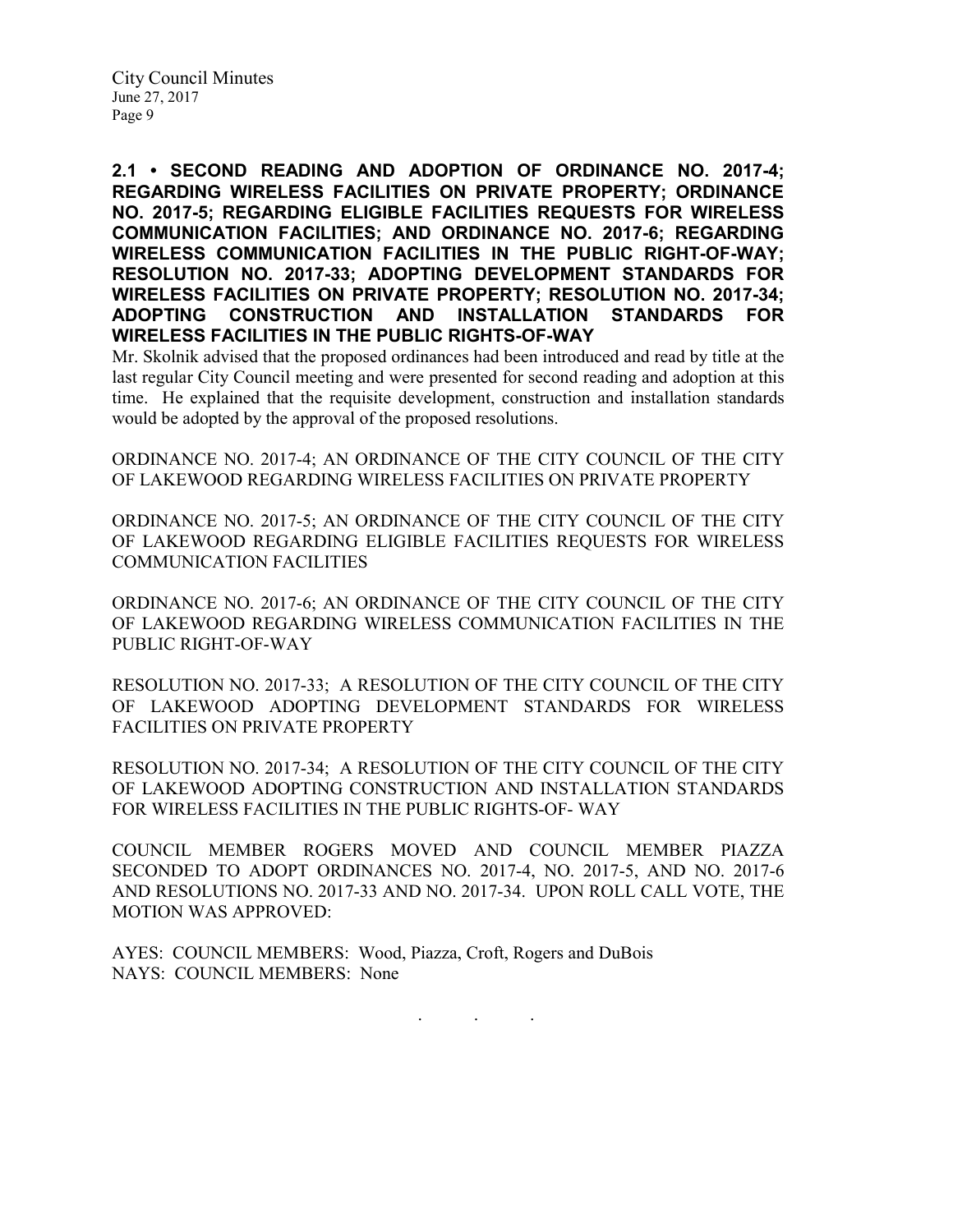**2.1 • SECOND READING AND ADOPTION OF ORDINANCE NO. 2017-4; REGARDING WIRELESS FACILITIES ON PRIVATE PROPERTY; ORDINANCE NO. 2017-5; REGARDING ELIGIBLE FACILITIES REQUESTS FOR WIRELESS COMMUNICATION FACILITIES; AND ORDINANCE NO. 2017-6; REGARDING WIRELESS COMMUNICATION FACILITIES IN THE PUBLIC RIGHT-OF-WAY; RESOLUTION NO. 2017-33; ADOPTING DEVELOPMENT STANDARDS FOR WIRELESS FACILITIES ON PRIVATE PROPERTY; RESOLUTION NO. 2017-34; ADOPTING CONSTRUCTION AND INSTALLATION STANDARDS FOR WIRELESS FACILITIES IN THE PUBLIC RIGHTS-OF-WAY**

Mr. Skolnik advised that the proposed ordinances had been introduced and read by title at the last regular City Council meeting and were presented for second reading and adoption at this time. He explained that the requisite development, construction and installation standards would be adopted by the approval of the proposed resolutions.

ORDINANCE NO. 2017-4; AN ORDINANCE OF THE CITY COUNCIL OF THE CITY OF LAKEWOOD REGARDING WIRELESS FACILITIES ON PRIVATE PROPERTY

ORDINANCE NO. 2017-5; AN ORDINANCE OF THE CITY COUNCIL OF THE CITY OF LAKEWOOD REGARDING ELIGIBLE FACILITIES REQUESTS FOR WIRELESS COMMUNICATION FACILITIES

ORDINANCE NO. 2017-6; AN ORDINANCE OF THE CITY COUNCIL OF THE CITY OF LAKEWOOD REGARDING WIRELESS COMMUNICATION FACILITIES IN THE PUBLIC RIGHT-OF-WAY

RESOLUTION NO. 2017-33; A RESOLUTION OF THE CITY COUNCIL OF THE CITY OF LAKEWOOD ADOPTING DEVELOPMENT STANDARDS FOR WIRELESS FACILITIES ON PRIVATE PROPERTY

RESOLUTION NO. 2017-34; A RESOLUTION OF THE CITY COUNCIL OF THE CITY OF LAKEWOOD ADOPTING CONSTRUCTION AND INSTALLATION STANDARDS FOR WIRELESS FACILITIES IN THE PUBLIC RIGHTS-OF- WAY

COUNCIL MEMBER ROGERS MOVED AND COUNCIL MEMBER PIAZZA SECONDED TO ADOPT ORDINANCES NO. 2017-4, NO. 2017-5, AND NO. 2017-6 AND RESOLUTIONS NO. 2017-33 AND NO. 2017-34. UPON ROLL CALL VOTE, THE MOTION WAS APPROVED:

AYES: COUNCIL MEMBERS: Wood, Piazza, Croft, Rogers and DuBois
NAYS: COUNCIL MEMBERS: None

. . .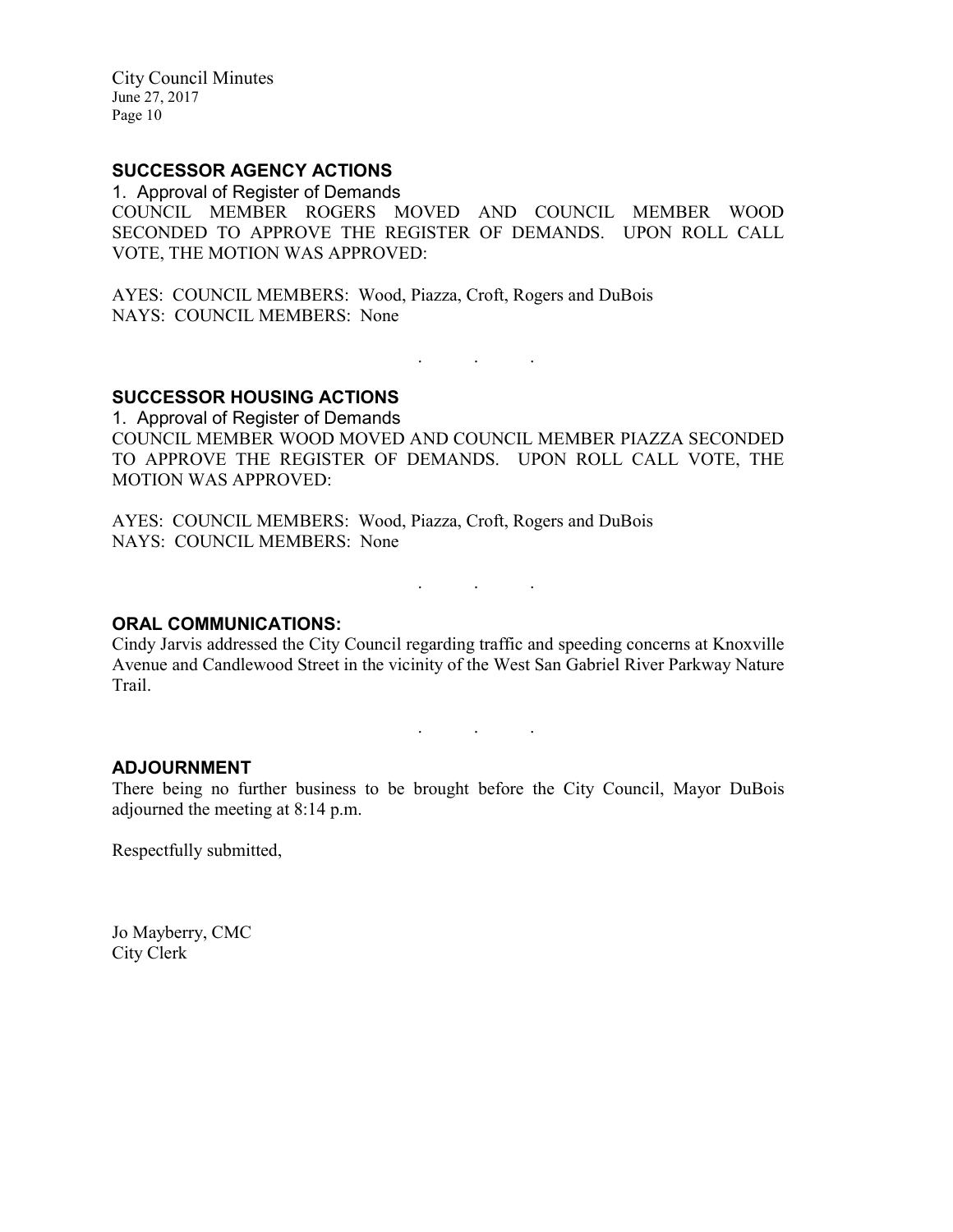## SUCCESSOR AGENCY ACTIONS

1. Approval of Register of Demands

COUNCIL MEMBER ROGERS MOVED AND COUNCIL MEMBER WOOD SECONDED TO APPROVE THE REGISTER OF DEMANDS. UPON ROLL CALL VOTE, THE MOTION WAS APPROVED:

AYES: COUNCIL MEMBERS: Wood, Piazza, Croft, Rogers and DuBois
NAYS: COUNCIL MEMBERS: None

. . .

## SUCCESSOR HOUSING ACTIONS

1. Approval of Register of Demands

COUNCIL MEMBER WOOD MOVED AND COUNCIL MEMBER PIAZZA SECONDED TO APPROVE THE REGISTER OF DEMANDS. UPON ROLL CALL VOTE, THE MOTION WAS APPROVED:

AYES: COUNCIL MEMBERS: Wood, Piazza, Croft, Rogers and DuBois
NAYS: COUNCIL MEMBERS: None

. . .

## ORAL COMMUNICATIONS:

Cindy Jarvis addressed the City Council regarding traffic and speeding concerns at Knoxville Avenue and Candlewood Street in the vicinity of the West San Gabriel River Parkway Nature Trail.

. . .

## ADJOURNMENT

There being no further business to be brought before the City Council, Mayor DuBois adjourned the meeting at 8:14 p.m.

Respectfully submitted,

Jo Mayberry, CMC
City Clerk